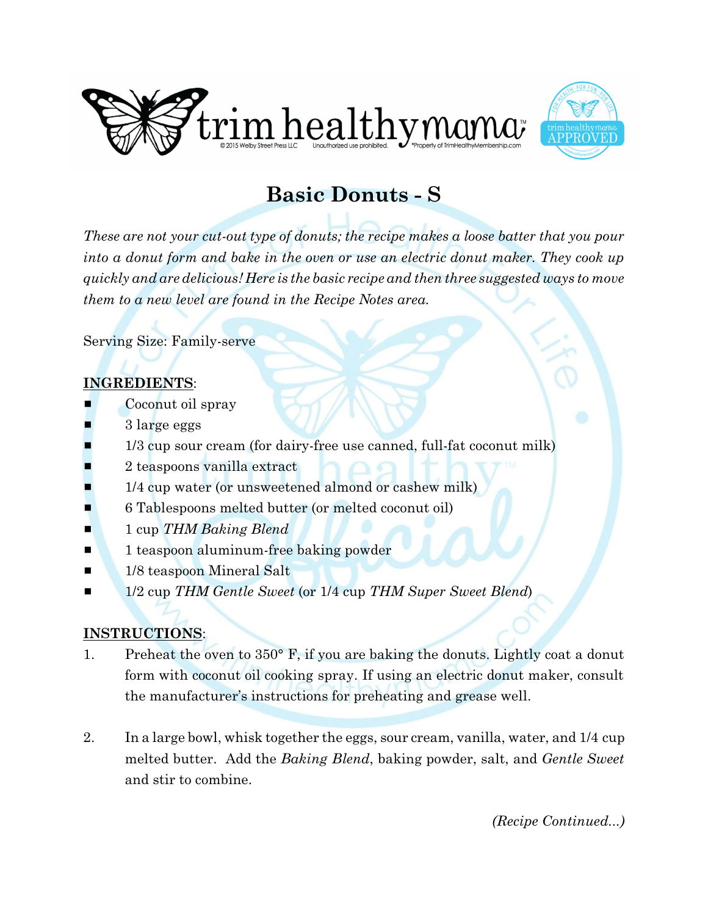# Basic Donuts - S

*These are not your cut-out type of donuts; the recipe makes a loose batter that you pour into a donut form and bake in the oven or use an electric donut maker. They cook up quickly and are delicious! Here is the basic recipe and then three suggested ways to move them to a new level are found in the Recipe Notes area.*

Serving Size: Family-serve

**INGREDIENTS**:

- Coconut oil spray
- 3 large eggs
- 1/3 cup sour cream (for dairy-free use canned, full-fat coconut milk)
- 2 teaspoons vanilla extract
- 1/4 cup water (or unsweetened almond or cashew milk)
- 6 Tablespoons melted butter (or melted coconut oil)
- 1 cup *THM Baking Blend*
- 1 teaspoon aluminum-free baking powder
- 1/8 teaspoon Mineral Salt
- 1/2 cup *THM Gentle Sweet* (or 1/4 cup *THM Super Sweet Blend*)

**INSTRUCTIONS**:

1. Preheat the oven to 350° F, if you are baking the donuts. Lightly coat a donut form with coconut oil cooking spray. If using an electric donut maker, consult the manufacturer's instructions for preheating and grease well.

2. In a large bowl, whisk together the eggs, sour cream, vanilla, water, and 1/4 cup melted butter. Add the *Baking Blend*, baking powder, salt, and *Gentle Sweet* and stir to combine.

*(Recipe Continued...)*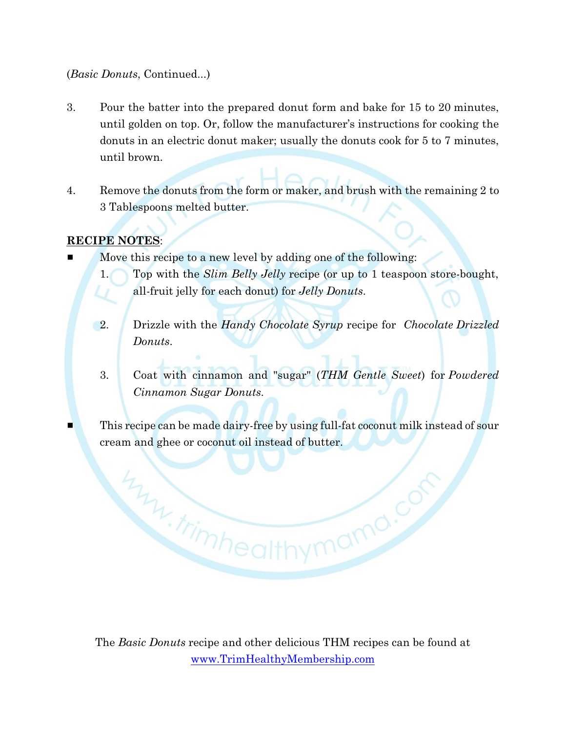(*Basic Donuts*, Continued...)

3. Pour the batter into the prepared donut form and bake for 15 to 20 minutes, until golden on top. Or, follow the manufacturer's instructions for cooking the donuts in an electric donut maker; usually the donuts cook for 5 to 7 minutes, until brown.

4. Remove the donuts from the form or maker, and brush with the remaining 2 to 3 Tablespoons melted butter.

**<u>RECIPE NOTES</u>**:

- Move this recipe to a new level by adding one of the following:
  1. Top with the *Slim Belly Jelly* recipe (or up to 1 teaspoon store-bought, all-fruit jelly for each donut) for *Jelly Donuts*.
  2. Drizzle with the *Handy Chocolate Syrup* recipe for *Chocolate Drizzled Donuts*.
  3. Coat with cinnamon and "sugar" (*THM Gentle Sweet*) for *Powdered Cinnamon Sugar Donuts*.
- This recipe can be made dairy-free by using full-fat coconut milk instead of sour cream and ghee or coconut oil instead of butter.

The *Basic Donuts* recipe and other delicious THM recipes can be found at [www.TrimHealthyMembership.com](http://www.TrimHealthyMembership.com)